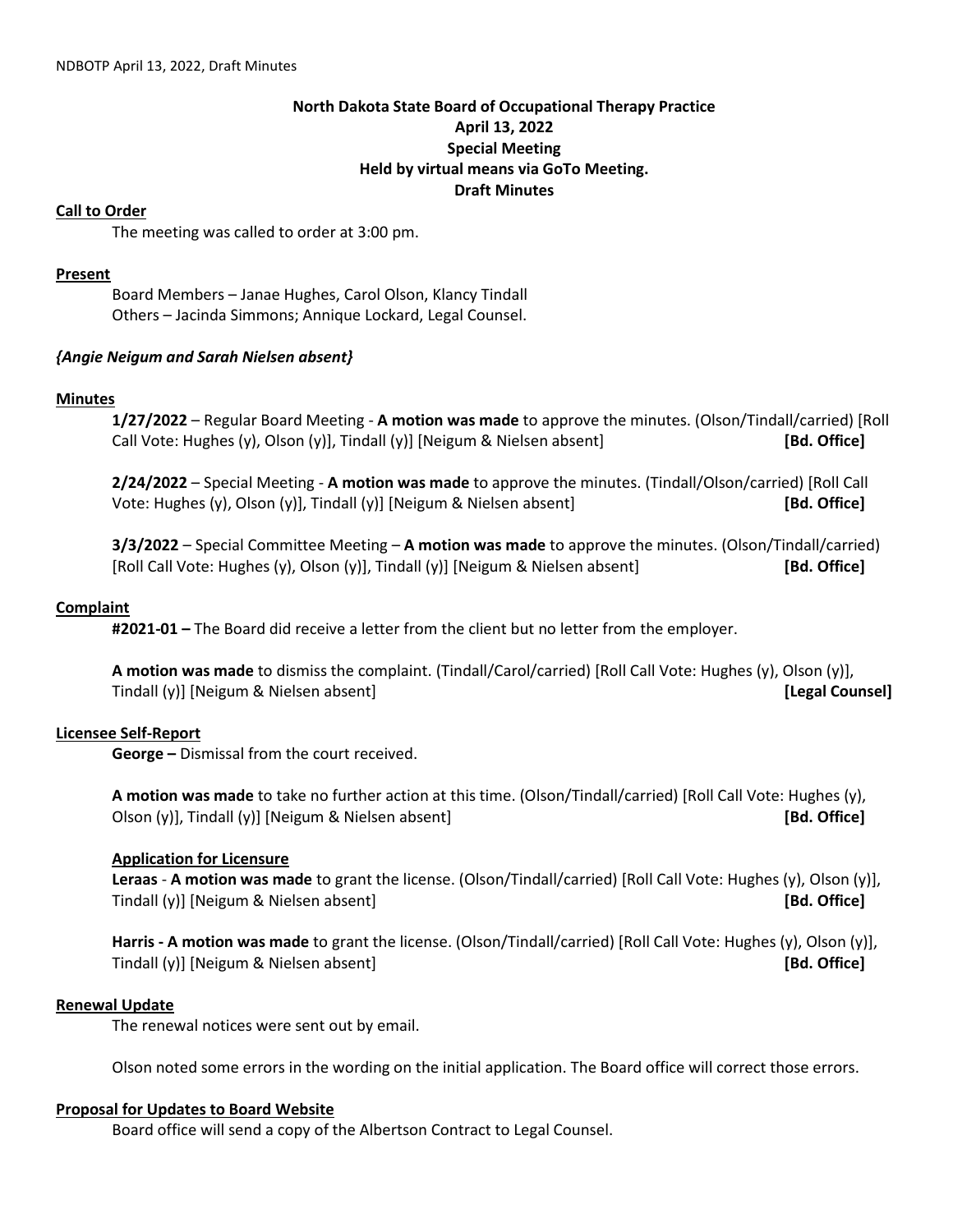**North Dakota State Board of Occupational Therapy Practice**
**April 13, 2022**
**Special Meeting**
**Held by virtual means via GoTo Meeting.**
**Draft Minutes**

**Call to Order**

The meeting was called to order at 3:00 pm.

**Present**

Board Members – Janae Hughes, Carol Olson, Klancy Tindall
Others – Jacinda Simmons; Annique Lockard, Legal Counsel.

***{Angie Neigum and Sarah Nielsen absent}***

**Minutes**

**1/27/2022** – Regular Board Meeting - **A motion was made** to approve the minutes. (Olson/Tindall/carried) [Roll Call Vote: Hughes (y), Olson (y)], Tindall (y)] [Neigum & Nielsen absent] **[Bd. Office]**

**2/24/2022** – Special Meeting - **A motion was made** to approve the minutes. (Tindall/Olson/carried) [Roll Call Vote: Hughes (y), Olson (y)], Tindall (y)] [Neigum & Nielsen absent] **[Bd. Office]**

**3/3/2022** – Special Committee Meeting – **A motion was made** to approve the minutes. (Olson/Tindall/carried) [Roll Call Vote: Hughes (y), Olson (y)], Tindall (y)] [Neigum & Nielsen absent] **[Bd. Office]**

**Complaint**

**#2021-01 –** The Board did receive a letter from the client but no letter from the employer.

**A motion was made** to dismiss the complaint. (Tindall/Carol/carried) [Roll Call Vote: Hughes (y), Olson (y)], Tindall (y)] [Neigum & Nielsen absent] **[Legal Counsel]**

**Licensee Self-Report**

**George –** Dismissal from the court received.

**A motion was made** to take no further action at this time. (Olson/Tindall/carried) [Roll Call Vote: Hughes (y), Olson (y)], Tindall (y)] [Neigum & Nielsen absent] **[Bd. Office]**

**Application for Licensure**

**Leraas** - **A motion was made** to grant the license. (Olson/Tindall/carried) [Roll Call Vote: Hughes (y), Olson (y)], Tindall (y)] [Neigum & Nielsen absent] **[Bd. Office]**

**Harris - A motion was made** to grant the license. (Olson/Tindall/carried) [Roll Call Vote: Hughes (y), Olson (y)], Tindall (y)] [Neigum & Nielsen absent] **[Bd. Office]**

**Renewal Update**

The renewal notices were sent out by email.

Olson noted some errors in the wording on the initial application. The Board office will correct those errors.

**Proposal for Updates to Board Website**

Board office will send a copy of the Albertson Contract to Legal Counsel.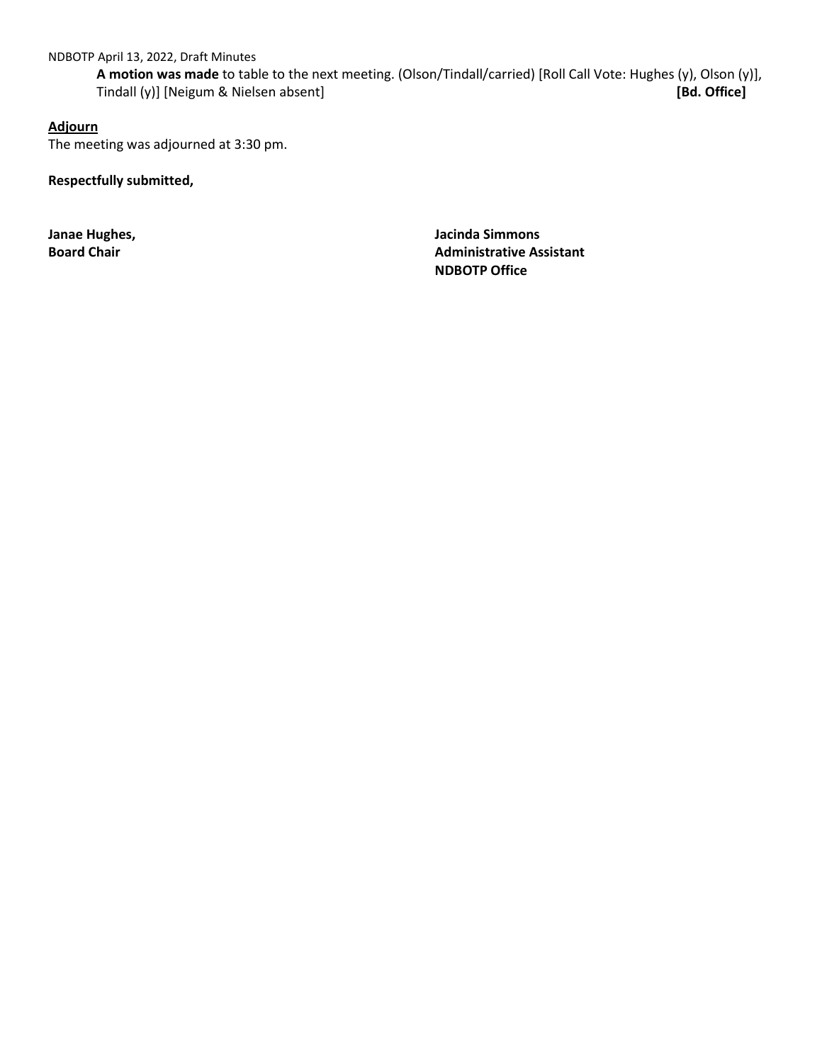**A motion was made** to table to the next meeting. (Olson/Tindall/carried) [Roll Call Vote: Hughes (y), Olson (y)], Tindall (y)] [Neigum & Nielsen absent] **[Bd. Office]**

**Adjourn**

The meeting was adjourned at 3:30 pm.

**Respectfully submitted,**

**Janae Hughes,**
**Board Chair**

**Jacinda Simmons**
**Administrative Assistant**
**NDBOTP Office**